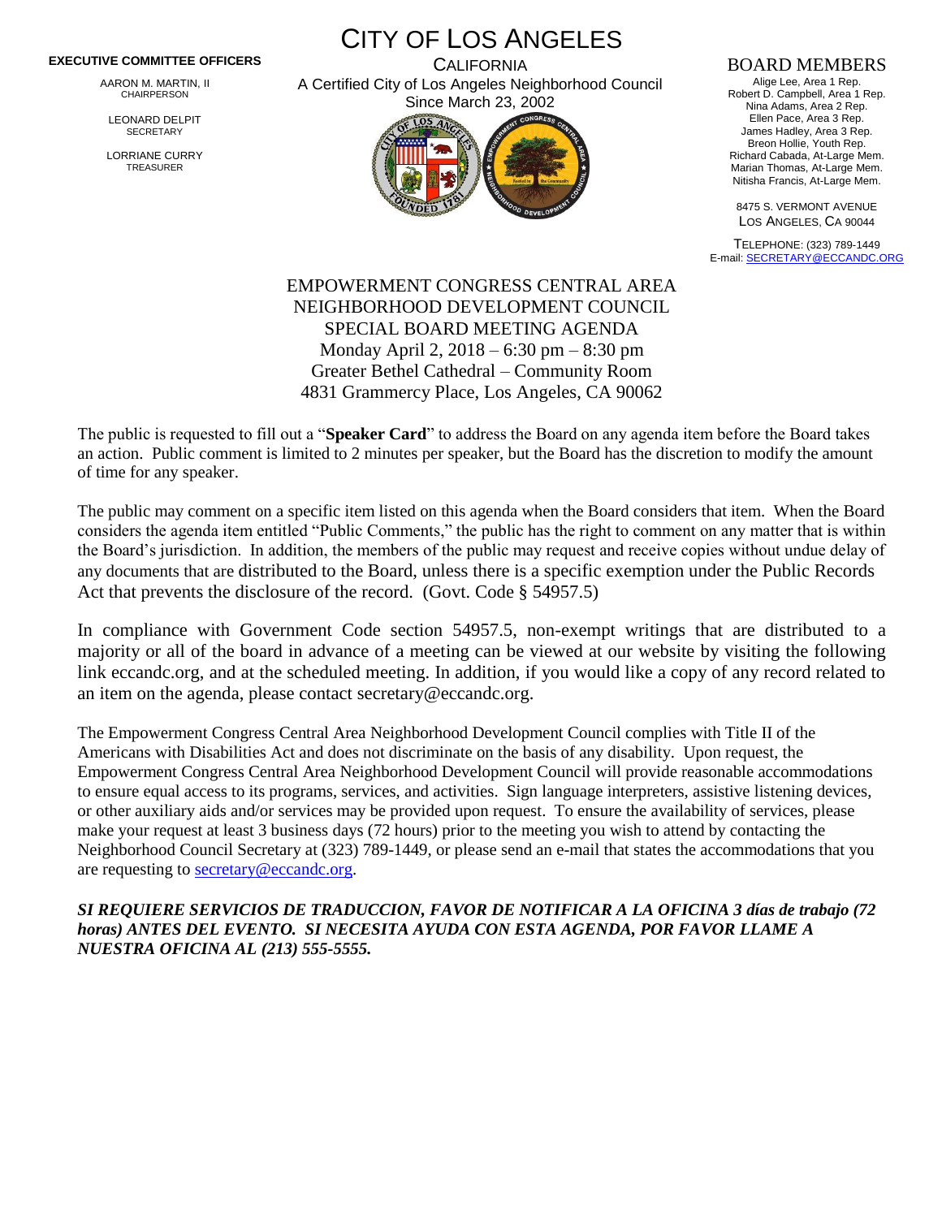**EXECUTIVE COMMITTEE OFFICERS**

AARON M. MARTIN, II
CHAIRPERSON

LEONARD DELPIT
SECRETARY

LORRIANE CURRY
TREASURER

# CITY OF LOS ANGELES

CALIFORNIA

A Certified City of Los Angeles Neighborhood Council
Since March 23, 2002

**BOARD MEMBERS**

Alige Lee, Area 1 Rep.
Robert D. Campbell, Area 1 Rep.
Nina Adams, Area 2 Rep.
Ellen Pace, Area 3 Rep.
James Hadley, Area 3 Rep.
Breon Hollie, Youth Rep.
Richard Cabada, At-Large Mem.
Marian Thomas, At-Large Mem.
Nitisha Francis, At-Large Mem.

8475 S. VERMONT AVENUE
LOS ANGELES, CA 90044

TELEPHONE: (323) 789-1449
E-mail: SECRETARY@ECCANDC.ORG

## EMPOWERMENT CONGRESS CENTRAL AREA NEIGHBORHOOD DEVELOPMENT COUNCIL SPECIAL BOARD MEETING AGENDA

Monday April 2, 2018 – 6:30 pm – 8:30 pm
Greater Bethel Cathedral – Community Room
4831 Grammercy Place, Los Angeles, CA 90062

The public is requested to fill out a "**Speaker Card**" to address the Board on any agenda item before the Board takes an action. Public comment is limited to 2 minutes per speaker, but the Board has the discretion to modify the amount of time for any speaker.

The public may comment on a specific item listed on this agenda when the Board considers that item. When the Board considers the agenda item entitled "Public Comments," the public has the right to comment on any matter that is within the Board's jurisdiction. In addition, the members of the public may request and receive copies without undue delay of any documents that are distributed to the Board, unless there is a specific exemption under the Public Records Act that prevents the disclosure of the record. (Govt. Code § 54957.5)

In compliance with Government Code section 54957.5, non-exempt writings that are distributed to a majority or all of the board in advance of a meeting can be viewed at our website by visiting the following link eccandc.org, and at the scheduled meeting. In addition, if you would like a copy of any record related to an item on the agenda, please contact secretary@eccandc.org.

The Empowerment Congress Central Area Neighborhood Development Council complies with Title II of the Americans with Disabilities Act and does not discriminate on the basis of any disability. Upon request, the Empowerment Congress Central Area Neighborhood Development Council will provide reasonable accommodations to ensure equal access to its programs, services, and activities. Sign language interpreters, assistive listening devices, or other auxiliary aids and/or services may be provided upon request. To ensure the availability of services, please make your request at least 3 business days (72 hours) prior to the meeting you wish to attend by contacting the Neighborhood Council Secretary at (323) 789-1449, or please send an e-mail that states the accommodations that you are requesting to secretary@eccandc.org.

***SI REQUIERE SERVICIOS DE TRADUCCION, FAVOR DE NOTIFICAR A LA OFICINA 3 días de trabajo (72 horas) ANTES DEL EVENTO. SI NECESITA AYUDA CON ESTA AGENDA, POR FAVOR LLAME A NUESTRA OFICINA AL (213) 555-5555.***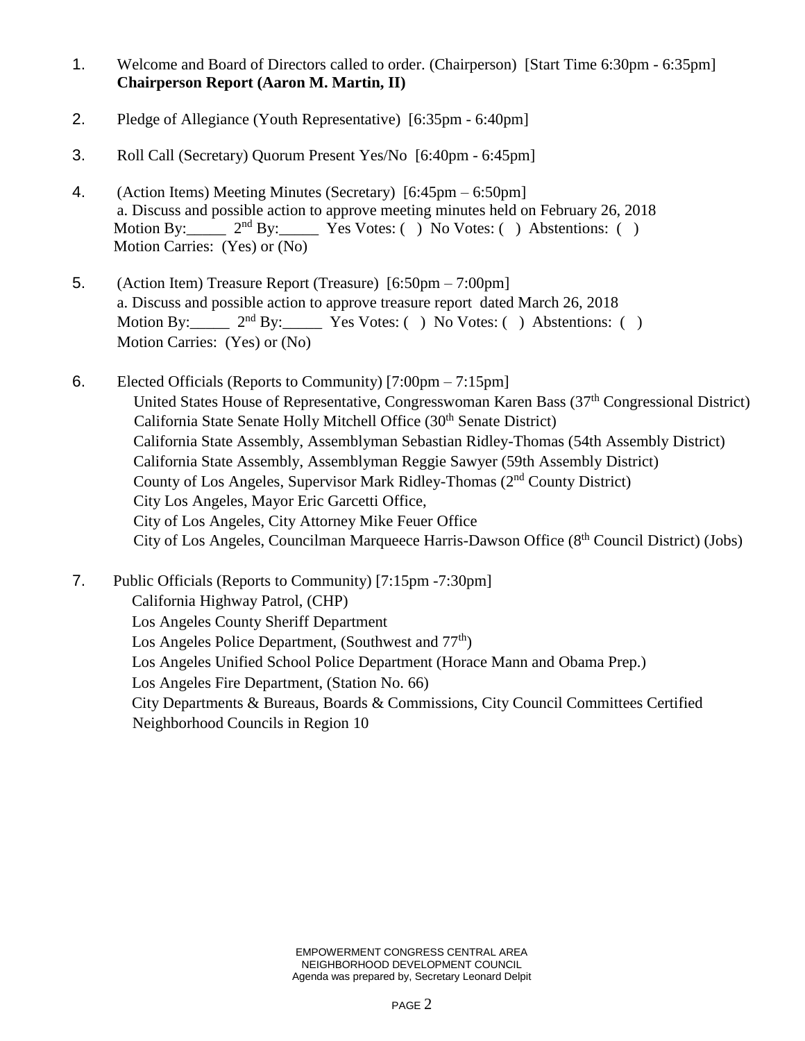1. Welcome and Board of Directors called to order. (Chairperson) [Start Time 6:30pm - 6:35pm]
   **Chairperson Report (Aaron M. Martin, II)**

2. Pledge of Allegiance (Youth Representative) [6:35pm - 6:40pm]

3. Roll Call (Secretary) Quorum Present Yes/No [6:40pm - 6:45pm]

4. (Action Items) Meeting Minutes (Secretary) [6:45pm – 6:50pm]
   a. Discuss and possible action to approve meeting minutes held on February 26, 2018
   Motion By:_____ 2nd By:_____ Yes Votes: ( ) No Votes: ( ) Abstentions: ( )
   Motion Carries: (Yes) or (No)

5. (Action Item) Treasure Report (Treasure) [6:50pm – 7:00pm]
   a. Discuss and possible action to approve treasure report dated March 26, 2018
   Motion By:_____ 2nd By:_____ Yes Votes: ( ) No Votes: ( ) Abstentions: ( )
   Motion Carries: (Yes) or (No)

6. Elected Officials (Reports to Community) [7:00pm – 7:15pm]
   United States House of Representative, Congresswoman Karen Bass (37th Congressional District)
   California State Senate Holly Mitchell Office (30th Senate District)
   California State Assembly, Assemblyman Sebastian Ridley-Thomas (54th Assembly District)
   California State Assembly, Assemblyman Reggie Sawyer (59th Assembly District)
   County of Los Angeles, Supervisor Mark Ridley-Thomas (2nd County District)
   City Los Angeles, Mayor Eric Garcetti Office,
   City of Los Angeles, City Attorney Mike Feuer Office
   City of Los Angeles, Councilman Marqueece Harris-Dawson Office (8th Council District) (Jobs)

7. Public Officials (Reports to Community) [7:15pm -7:30pm]
   California Highway Patrol, (CHP)
   Los Angeles County Sheriff Department
   Los Angeles Police Department, (Southwest and 77th)
   Los Angeles Unified School Police Department (Horace Mann and Obama Prep.)
   Los Angeles Fire Department, (Station No. 66)
   City Departments & Bureaus, Boards & Commissions, City Council Committees Certified
   Neighborhood Councils in Region 10

EMPOWERMENT CONGRESS CENTRAL AREA
NEIGHBORHOOD DEVELOPMENT COUNCIL
Agenda was prepared by, Secretary Leonard Delpit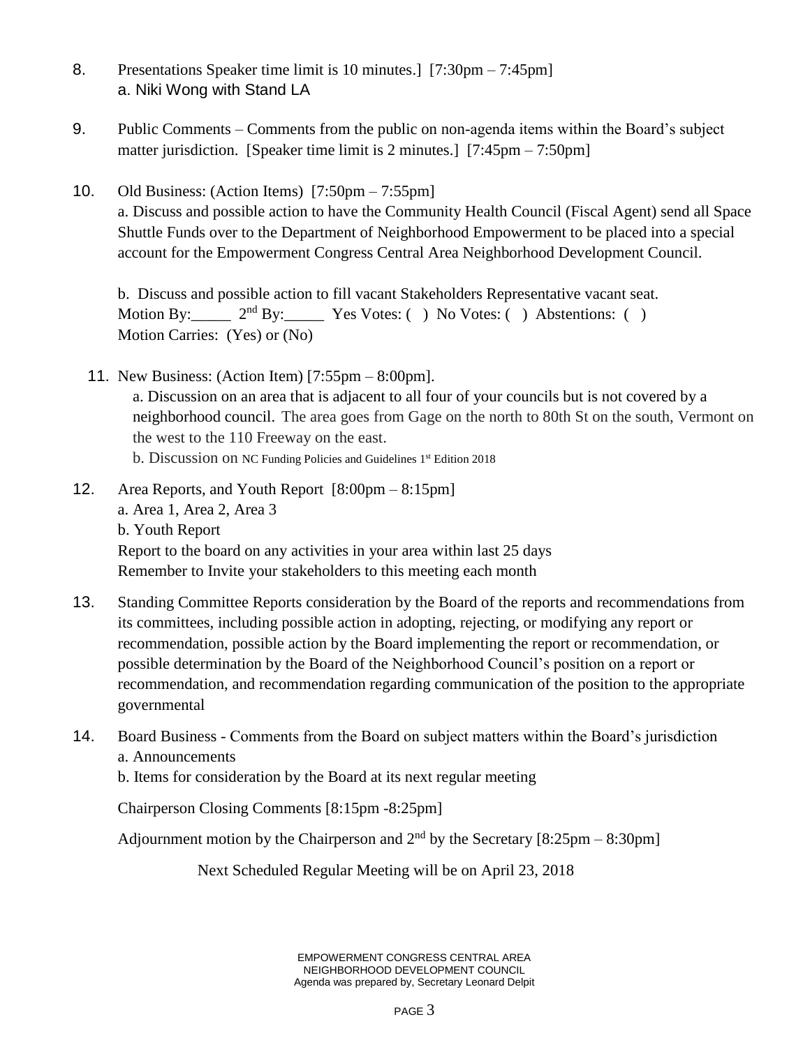8. Presentations Speaker time limit is 10 minutes.] [7:30pm – 7:45pm]
   a. Niki Wong with Stand LA

9. Public Comments – Comments from the public on non-agenda items within the Board's subject matter jurisdiction. [Speaker time limit is 2 minutes.] [7:45pm – 7:50pm]

10. Old Business: (Action Items) [7:50pm – 7:55pm]
    a. Discuss and possible action to have the Community Health Council (Fiscal Agent) send all Space Shuttle Funds over to the Department of Neighborhood Empowerment to be placed into a special account for the Empowerment Congress Central Area Neighborhood Development Council.

    b. Discuss and possible action to fill vacant Stakeholders Representative vacant seat.
    Motion By:_____ 2nd By:_____ Yes Votes: ( ) No Votes: ( ) Abstentions: ( )
    Motion Carries: (Yes) or (No)

11. New Business: (Action Item) [7:55pm – 8:00pm].
    a. Discussion on an area that is adjacent to all four of your councils but is not covered by a neighborhood council. The area goes from Gage on the north to 80th St on the south, Vermont on the west to the 110 Freeway on the east.
    b. Discussion on NC Funding Policies and Guidelines 1st Edition 2018

12. Area Reports, and Youth Report [8:00pm – 8:15pm]
    a. Area 1, Area 2, Area 3
    b. Youth Report
    Report to the board on any activities in your area within last 25 days
    Remember to Invite your stakeholders to this meeting each month

13. Standing Committee Reports consideration by the Board of the reports and recommendations from its committees, including possible action in adopting, rejecting, or modifying any report or recommendation, possible action by the Board implementing the report or recommendation, or possible determination by the Board of the Neighborhood Council's position on a report or recommendation, and recommendation regarding communication of the position to the appropriate governmental

14. Board Business - Comments from the Board on subject matters within the Board's jurisdiction
    a. Announcements
    b. Items for consideration by the Board at its next regular meeting

    Chairperson Closing Comments [8:15pm -8:25pm]

    Adjournment motion by the Chairperson and 2nd by the Secretary [8:25pm – 8:30pm]

Next Scheduled Regular Meeting will be on April 23, 2018

EMPOWERMENT CONGRESS CENTRAL AREA
NEIGHBORHOOD DEVELOPMENT COUNCIL
Agenda was prepared by, Secretary Leonard Delpit